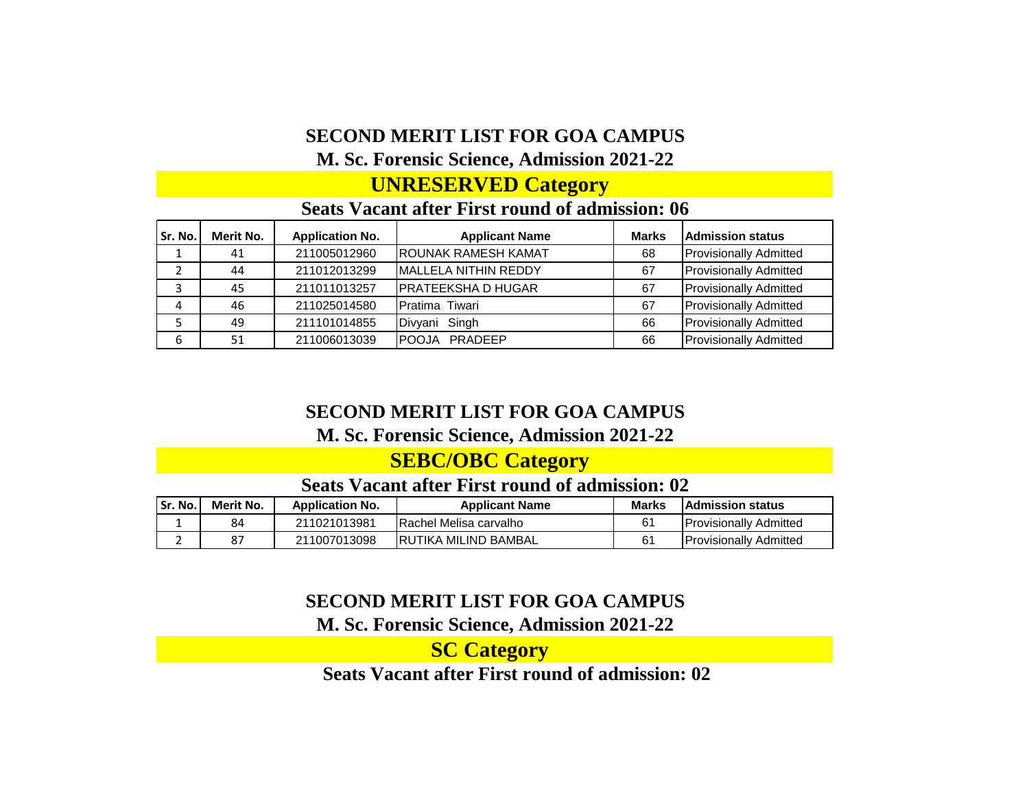## SECOND MERIT LIST FOR GOA CAMPUS

### M. Sc. Forensic Science, Admission 2021-22

### UNRESERVED Category

### Seats Vacant after First round of admission: 06

| Sr. No. | Merit No. | Application No. | Applicant Name | Marks | Admission status |
|---|---|---|---|---|---|
| 1 | 41 | 211005012960 | ROUNAK RAMESH KAMAT | 68 | Provisionally Admitted |
| 2 | 44 | 211012013299 | MALLELA NITHIN REDDY | 67 | Provisionally Admitted |
| 3 | 45 | 211011013257 | PRATEEKSHA D HUGAR | 67 | Provisionally Admitted |
| 4 | 46 | 211025014580 | Pratima  Tiwari | 67 | Provisionally Admitted |
| 5 | 49 | 211101014855 | Divyani  Singh | 66 | Provisionally Admitted |
| 6 | 51 | 211006013039 | POOJA  PRADEEP | 66 | Provisionally Admitted |

## SECOND MERIT LIST FOR GOA CAMPUS

### M. Sc. Forensic Science, Admission 2021-22

### SEBC/OBC Category

### Seats Vacant after First round of admission: 02

| Sr. No. | Merit No. | Application No. | Applicant Name | Marks | Admission status |
|---|---|---|---|---|---|
| 1 | 84 | 211021013981 | Rachel Melisa carvalho | 61 | Provisionally Admitted |
| 2 | 87 | 211007013098 | RUTIKA MILIND BAMBAL | 61 | Provisionally Admitted |

## SECOND MERIT LIST FOR GOA CAMPUS

### M. Sc. Forensic Science, Admission 2021-22

### SC Category

### Seats Vacant after First round of admission: 02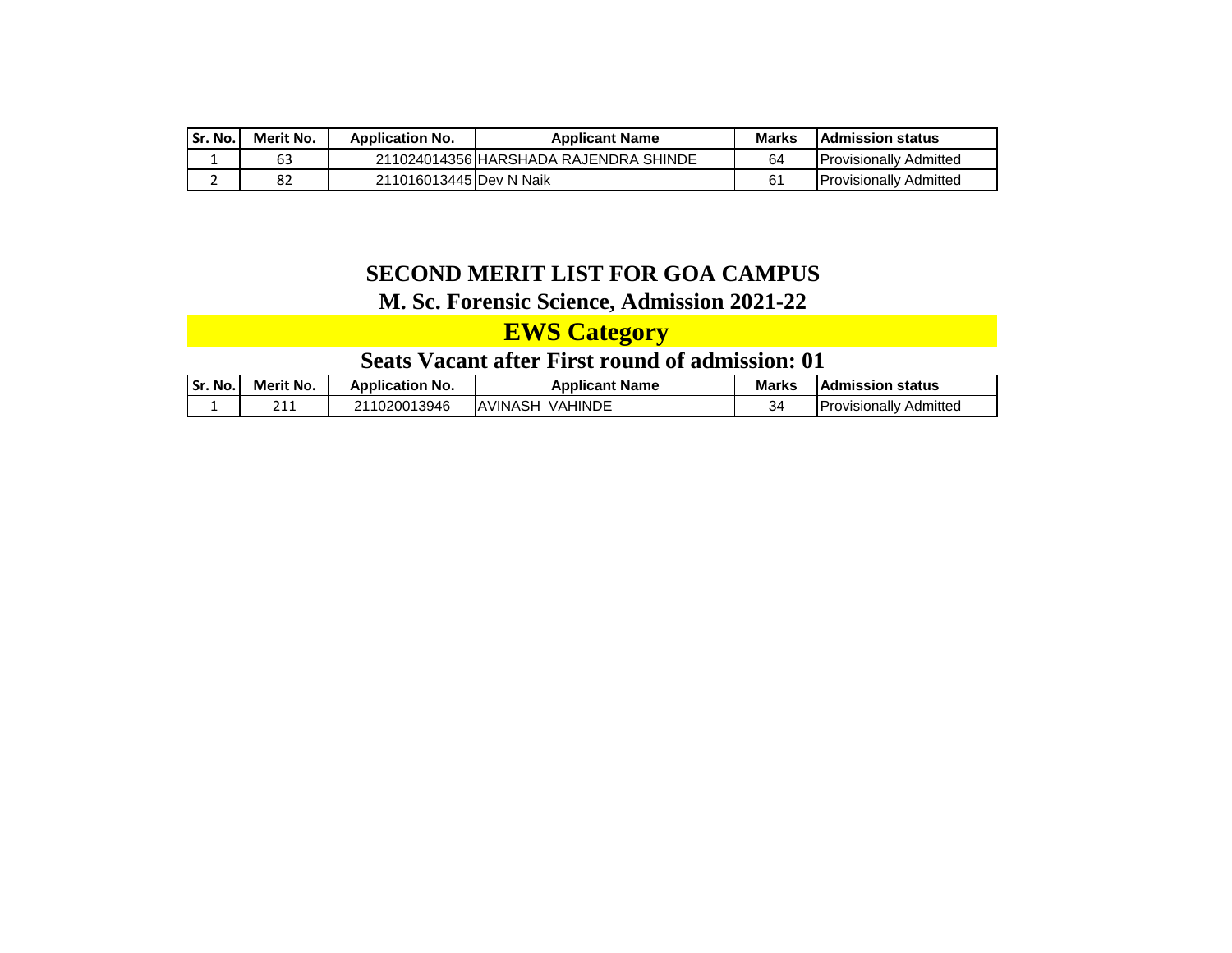| Sr. No. | Merit No. | Application No. | Applicant Name | Marks | Admission status |
|---|---|---|---|---|---|
| 1 | 63 | 211024014356 | HARSHADA RAJENDRA SHINDE | 64 | Provisionally Admitted |
| 2 | 82 | 211016013445 | Dev N Naik | 61 | Provisionally Admitted |

## SECOND MERIT LIST FOR GOA CAMPUS

## M. Sc. Forensic Science, Admission 2021-22

## EWS Category

## Seats Vacant after First round of admission: 01

| Sr. No. | Merit No. | Application No. | Applicant Name | Marks | Admission status |
|---|---|---|---|---|---|
| 1 | 211 | 211020013946 | AVINASH VAHINDE | 34 | Provisionally Admitted |